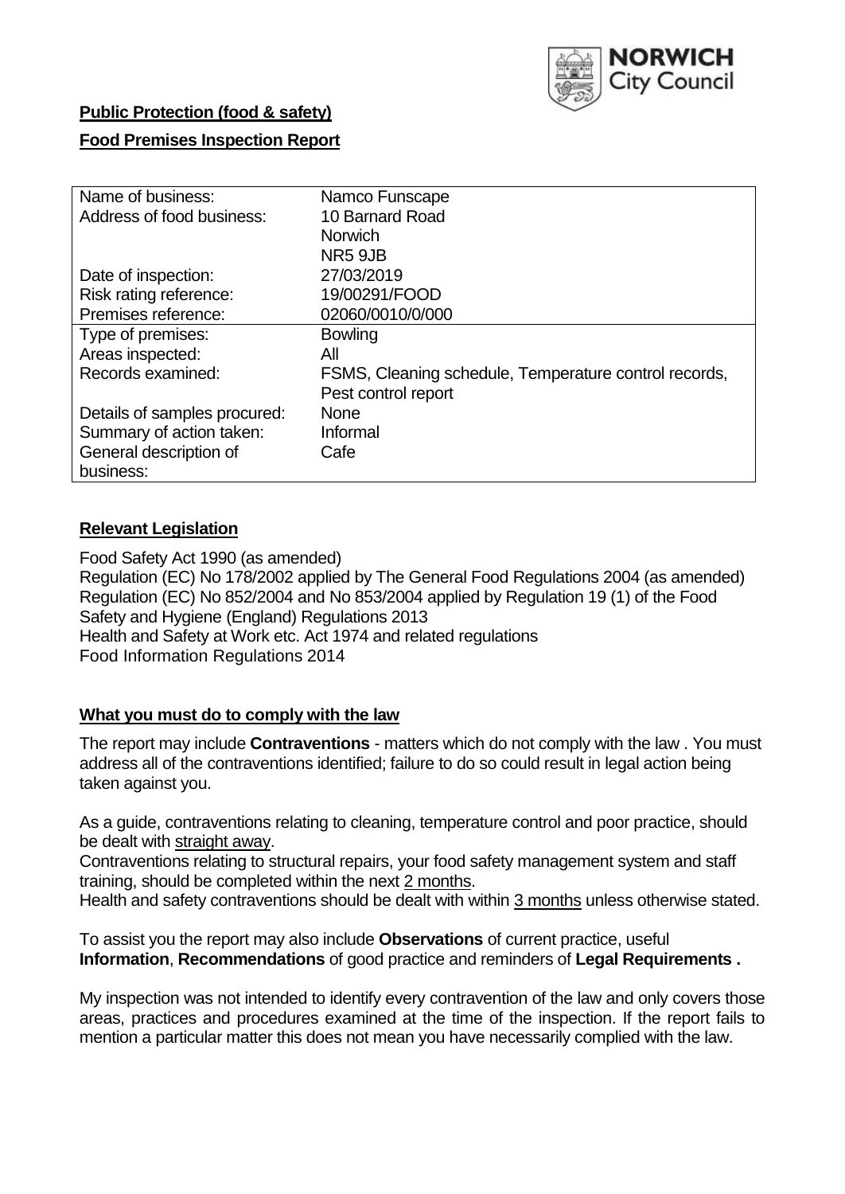NORWICH City Council

**Public Protection (food & safety)**

**Food Premises Inspection Report**

| Name of business: | Namco Funscape |
|---|---|
| Address of food business: | 10 Barnard Road<br>Norwich<br>NR5 9JB |
| Date of inspection: | 27/03/2019 |
| Risk rating reference: | 19/00291/FOOD |
| Premises reference: | 02060/0010/0/000 |
| Type of premises: | Bowling |
| Areas inspected: | All |
| Records examined: | FSMS, Cleaning schedule, Temperature control records, Pest control report |
| Details of samples procured: | None |
| Summary of action taken: | Informal |
| General description of business: | Cafe |

## Relevant Legislation

Food Safety Act 1990 (as amended)
Regulation (EC) No 178/2002 applied by The General Food Regulations 2004 (as amended)
Regulation (EC) No 852/2004 and No 853/2004 applied by Regulation 19 (1) of the Food Safety and Hygiene (England) Regulations 2013
Health and Safety at Work etc. Act 1974 and related regulations
Food Information Regulations 2014

## What you must do to comply with the law

The report may include **Contraventions** - matters which do not comply with the law . You must address all of the contraventions identified; failure to do so could result in legal action being taken against you.

As a guide, contraventions relating to cleaning, temperature control and poor practice, should be dealt with straight away.
Contraventions relating to structural repairs, your food safety management system and staff training, should be completed within the next 2 months.
Health and safety contraventions should be dealt with within 3 months unless otherwise stated.

To assist you the report may also include **Observations** of current practice, useful **Information**, **Recommendations** of good practice and reminders of **Legal Requirements .**

My inspection was not intended to identify every contravention of the law and only covers those areas, practices and procedures examined at the time of the inspection. If the report fails to mention a particular matter this does not mean you have necessarily complied with the law.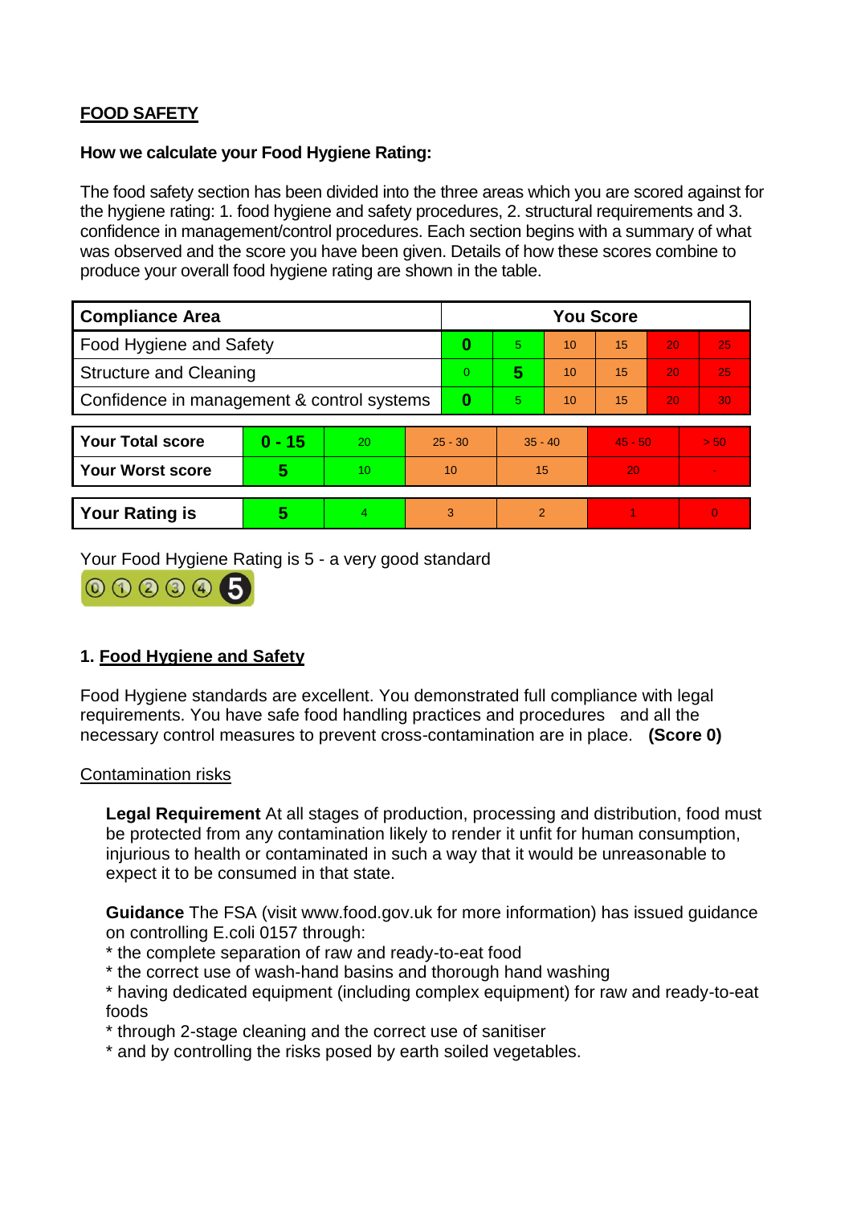## FOOD SAFETY

**How we calculate your Food Hygiene Rating:**

The food safety section has been divided into the three areas which you are scored against for the hygiene rating: 1. food hygiene and safety procedures, 2. structural requirements and 3. confidence in management/control procedures. Each section begins with a summary of what was observed and the score you have been given. Details of how these scores combine to produce your overall food hygiene rating are shown in the table.

| Compliance Area | You Score | | | | | |
|---|---|---|---|---|---|---|
| Food Hygiene and Safety | **0** | 5 | 10 | 15 | 20 | 25 |
| Structure and Cleaning | 0 | **5** | 10 | 15 | 20 | 25 |
| Confidence in management & control systems | **0** | 5 | 10 | 15 | 20 | 30 |

| | | | | | | |
|---|---|---|---|---|---|---|
| **Your Total score** | **0 - 15** | 20 | 25 - 30 | 35 - 40 | 45 - 50 | > 50 |
| **Your Worst score** | **5** | 10 | 10 | 15 | 20 | - |

| | | | | | | |
|---|---|---|---|---|---|---|
| **Your Rating is** | **5** | 4 | 3 | 2 | 1 | 0 |

Your Food Hygiene Rating is 5 - a very good standard

## 1. Food Hygiene and Safety

Food Hygiene standards are excellent. You demonstrated full compliance with legal requirements. You have safe food handling practices and procedures and all the necessary control measures to prevent cross-contamination are in place. **(Score 0)**

Contamination risks

**Legal Requirement** At all stages of production, processing and distribution, food must be protected from any contamination likely to render it unfit for human consumption, injurious to health or contaminated in such a way that it would be unreasonable to expect it to be consumed in that state.

**Guidance** The FSA (visit www.food.gov.uk for more information) has issued guidance on controlling E.coli 0157 through:

* the complete separation of raw and ready-to-eat food
* the correct use of wash-hand basins and thorough hand washing
* having dedicated equipment (including complex equipment) for raw and ready-to-eat foods
* through 2-stage cleaning and the correct use of sanitiser
* and by controlling the risks posed by earth soiled vegetables.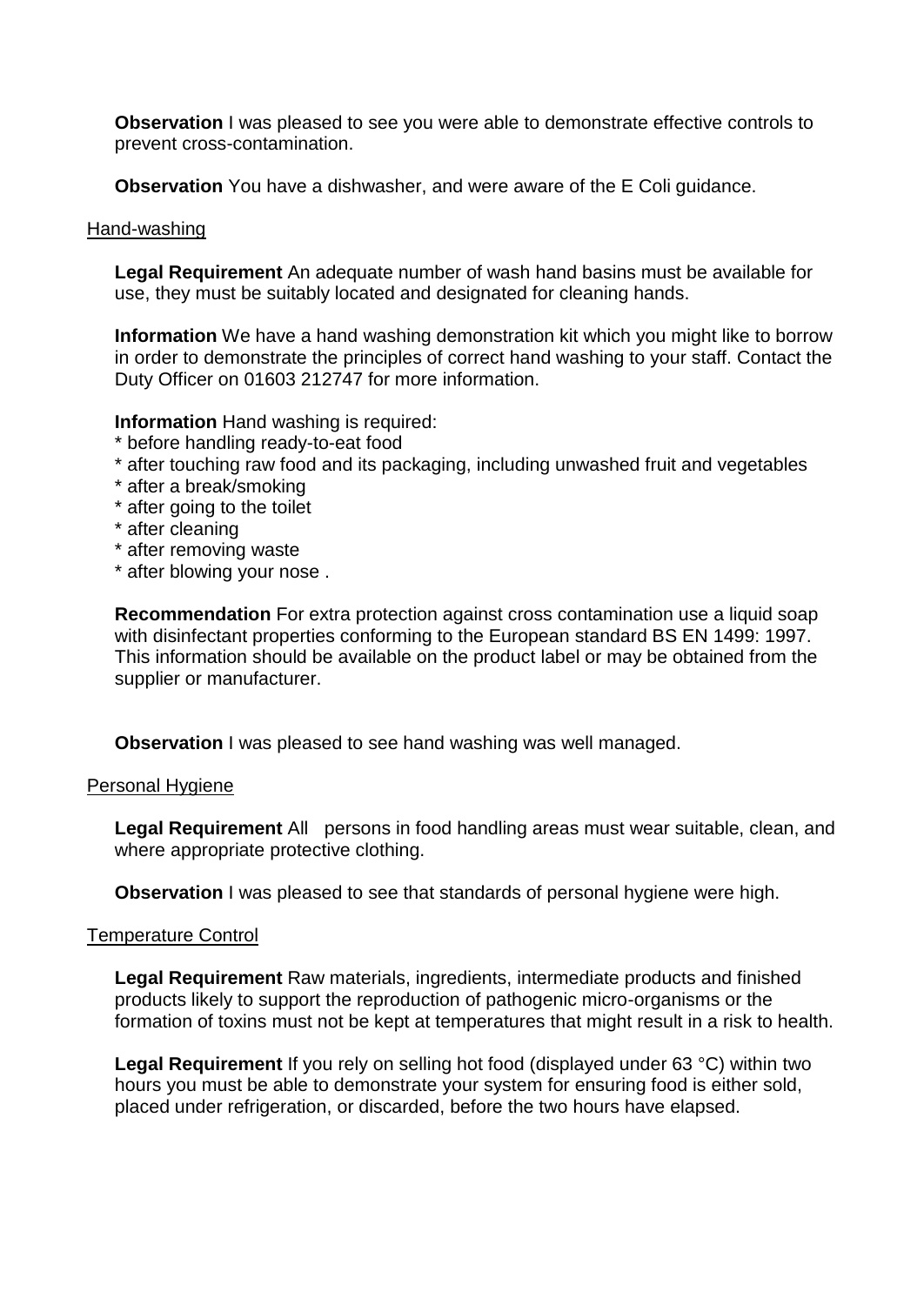**Observation** I was pleased to see you were able to demonstrate effective controls to prevent cross-contamination.

**Observation** You have a dishwasher, and were aware of the E Coli guidance.

Hand-washing

**Legal Requirement** An adequate number of wash hand basins must be available for use, they must be suitably located and designated for cleaning hands.

**Information** We have a hand washing demonstration kit which you might like to borrow in order to demonstrate the principles of correct hand washing to your staff. Contact the Duty Officer on 01603 212747 for more information.

**Information** Hand washing is required:

* before handling ready-to-eat food
* after touching raw food and its packaging, including unwashed fruit and vegetables
* after a break/smoking
* after going to the toilet
* after cleaning
* after removing waste
* after blowing your nose .

**Recommendation** For extra protection against cross contamination use a liquid soap with disinfectant properties conforming to the European standard BS EN 1499: 1997. This information should be available on the product label or may be obtained from the supplier or manufacturer.

**Observation** I was pleased to see hand washing was well managed.

Personal Hygiene

**Legal Requirement** All persons in food handling areas must wear suitable, clean, and where appropriate protective clothing.

**Observation** I was pleased to see that standards of personal hygiene were high.

Temperature Control

**Legal Requirement** Raw materials, ingredients, intermediate products and finished products likely to support the reproduction of pathogenic micro-organisms or the formation of toxins must not be kept at temperatures that might result in a risk to health.

**Legal Requirement** If you rely on selling hot food (displayed under 63 °C) within two hours you must be able to demonstrate your system for ensuring food is either sold, placed under refrigeration, or discarded, before the two hours have elapsed.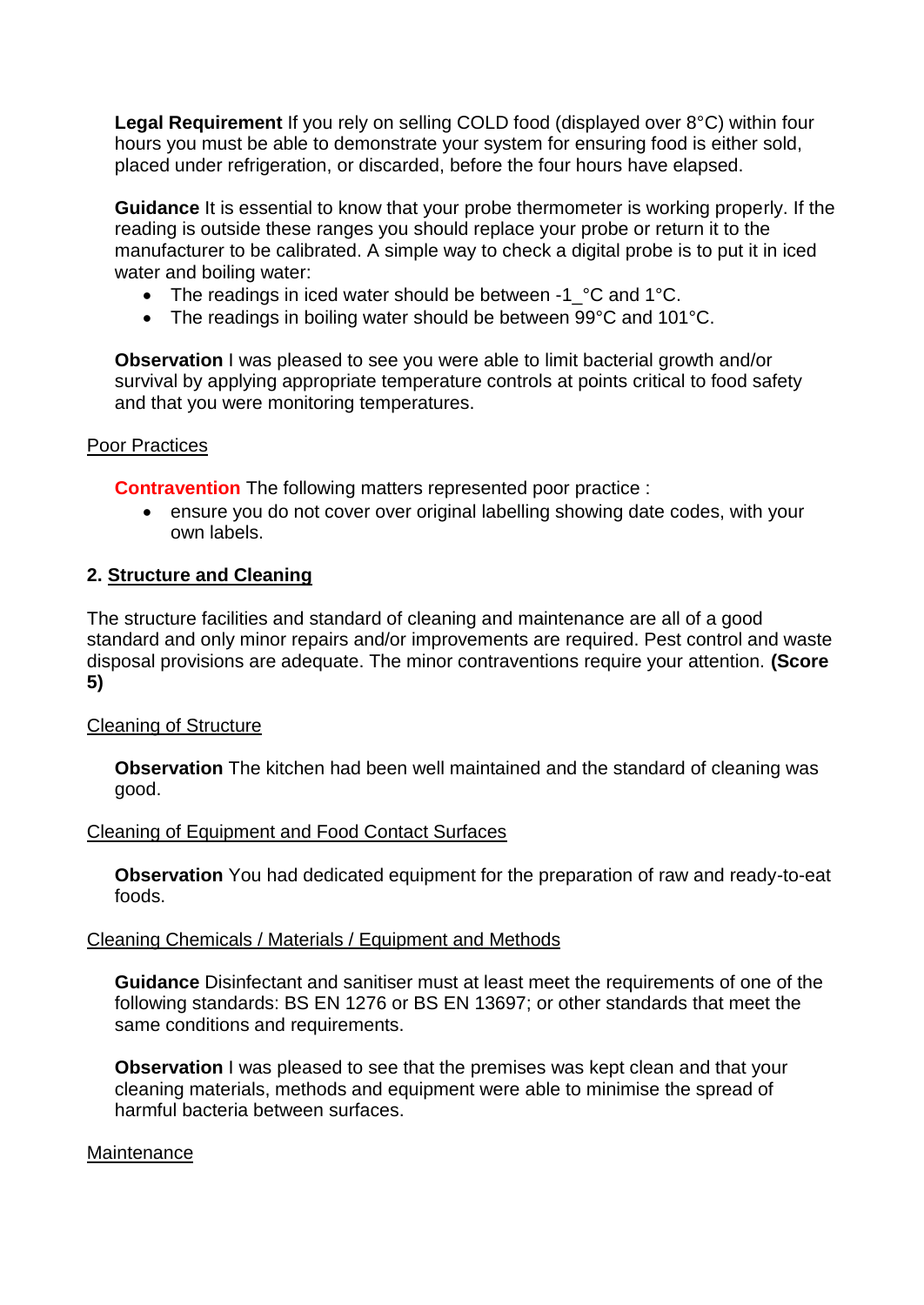**Legal Requirement** If you rely on selling COLD food (displayed over 8°C) within four hours you must be able to demonstrate your system for ensuring food is either sold, placed under refrigeration, or discarded, before the four hours have elapsed.

**Guidance** It is essential to know that your probe thermometer is working properly. If the reading is outside these ranges you should replace your probe or return it to the manufacturer to be calibrated. A simple way to check a digital probe is to put it in iced water and boiling water:

- The readings in iced water should be between -1_°C and 1°C.
- The readings in boiling water should be between 99°C and 101°C.

**Observation** I was pleased to see you were able to limit bacterial growth and/or survival by applying appropriate temperature controls at points critical to food safety and that you were monitoring temperatures.

Poor Practices

**Contravention** The following matters represented poor practice :

- ensure you do not cover over original labelling showing date codes, with your own labels.

## 2. Structure and Cleaning

The structure facilities and standard of cleaning and maintenance are all of a good standard and only minor repairs and/or improvements are required. Pest control and waste disposal provisions are adequate. The minor contraventions require your attention. **(Score 5)**

Cleaning of Structure

**Observation** The kitchen had been well maintained and the standard of cleaning was good.

Cleaning of Equipment and Food Contact Surfaces

**Observation** You had dedicated equipment for the preparation of raw and ready-to-eat foods.

Cleaning Chemicals / Materials / Equipment and Methods

**Guidance** Disinfectant and sanitiser must at least meet the requirements of one of the following standards: BS EN 1276 or BS EN 13697; or other standards that meet the same conditions and requirements.

**Observation** I was pleased to see that the premises was kept clean and that your cleaning materials, methods and equipment were able to minimise the spread of harmful bacteria between surfaces.

Maintenance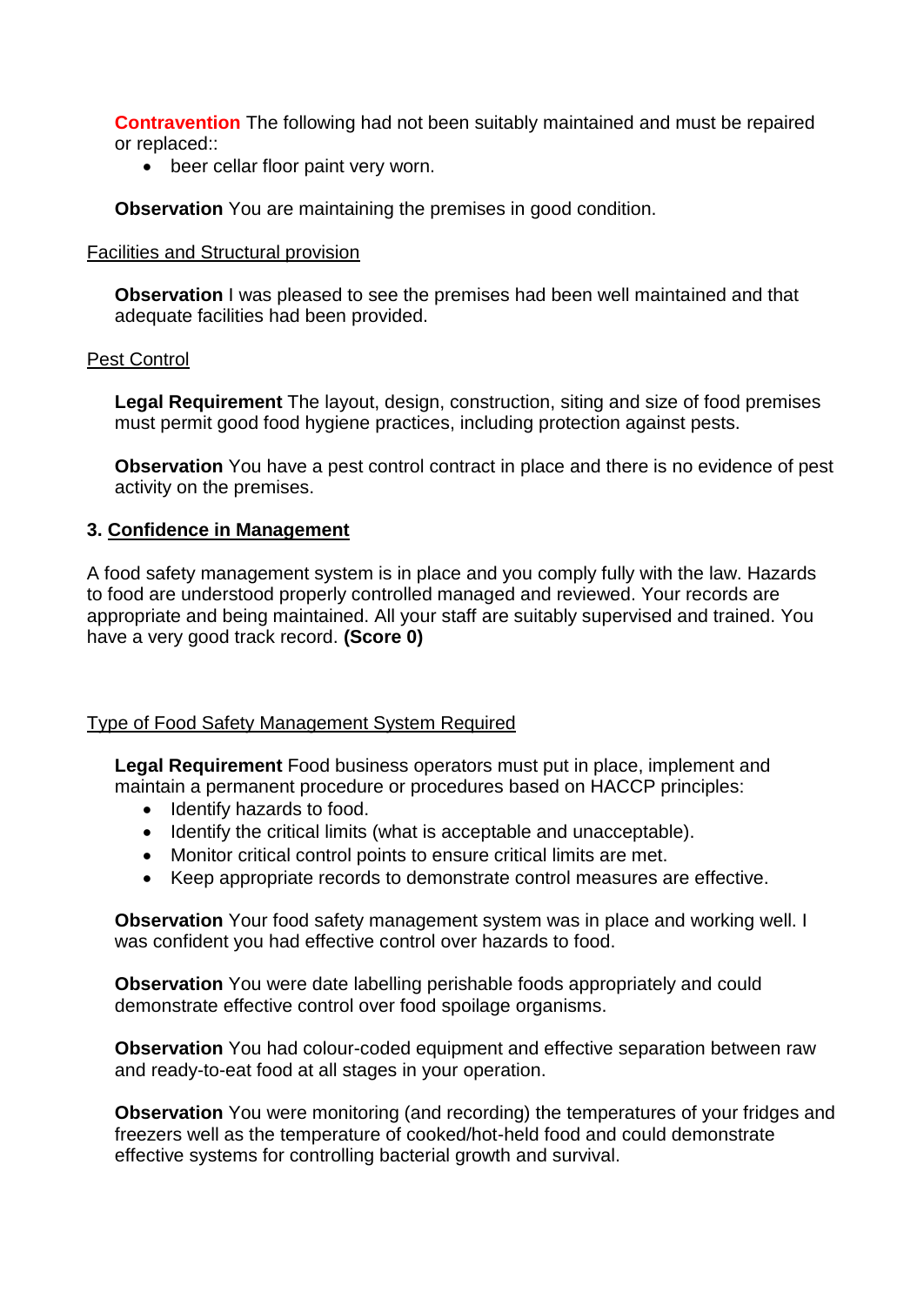**Contravention** The following had not been suitably maintained and must be repaired or replaced::

- beer cellar floor paint very worn.

**Observation** You are maintaining the premises in good condition.

Facilities and Structural provision

**Observation** I was pleased to see the premises had been well maintained and that adequate facilities had been provided.

Pest Control

**Legal Requirement** The layout, design, construction, siting and size of food premises must permit good food hygiene practices, including protection against pests.

**Observation** You have a pest control contract in place and there is no evidence of pest activity on the premises.

### 3. Confidence in Management

A food safety management system is in place and you comply fully with the law. Hazards to food are understood properly controlled managed and reviewed. Your records are appropriate and being maintained. All your staff are suitably supervised and trained. You have a very good track record. **(Score 0)**

Type of Food Safety Management System Required

**Legal Requirement** Food business operators must put in place, implement and maintain a permanent procedure or procedures based on HACCP principles:

- Identify hazards to food.
- Identify the critical limits (what is acceptable and unacceptable).
- Monitor critical control points to ensure critical limits are met.
- Keep appropriate records to demonstrate control measures are effective.

**Observation** Your food safety management system was in place and working well. I was confident you had effective control over hazards to food.

**Observation** You were date labelling perishable foods appropriately and could demonstrate effective control over food spoilage organisms.

**Observation** You had colour-coded equipment and effective separation between raw and ready-to-eat food at all stages in your operation.

**Observation** You were monitoring (and recording) the temperatures of your fridges and freezers well as the temperature of cooked/hot-held food and could demonstrate effective systems for controlling bacterial growth and survival.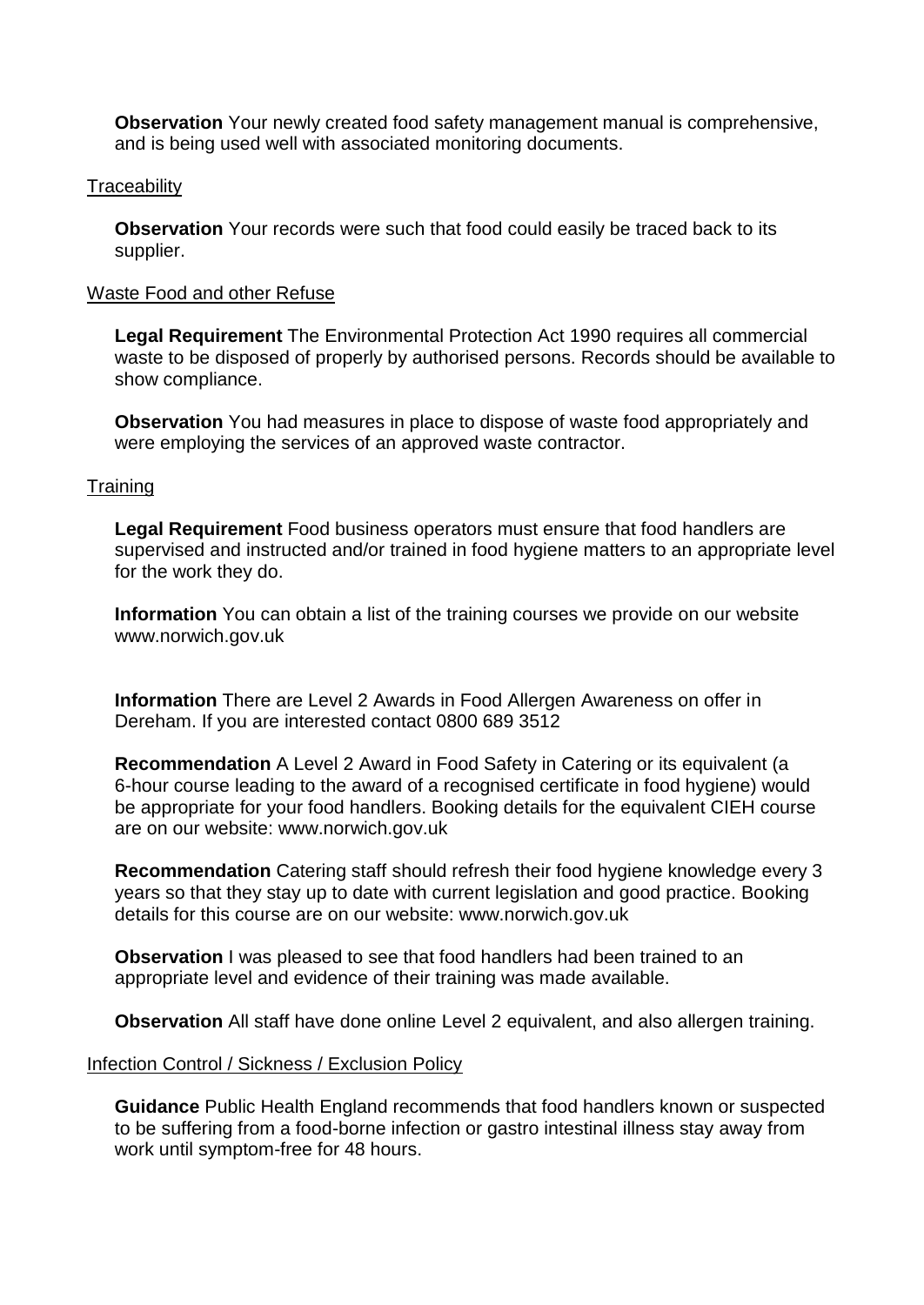**Observation** Your newly created food safety management manual is comprehensive, and is being used well with associated monitoring documents.

<u>Traceability</u>

**Observation** Your records were such that food could easily be traced back to its supplier.

<u>Waste Food and other Refuse</u>

**Legal Requirement** The Environmental Protection Act 1990 requires all commercial waste to be disposed of properly by authorised persons. Records should be available to show compliance.

**Observation** You had measures in place to dispose of waste food appropriately and were employing the services of an approved waste contractor.

<u>Training</u>

**Legal Requirement** Food business operators must ensure that food handlers are supervised and instructed and/or trained in food hygiene matters to an appropriate level for the work they do.

**Information** You can obtain a list of the training courses we provide on our website www.norwich.gov.uk

**Information** There are Level 2 Awards in Food Allergen Awareness on offer in Dereham. If you are interested contact 0800 689 3512

**Recommendation** A Level 2 Award in Food Safety in Catering or its equivalent (a 6-hour course leading to the award of a recognised certificate in food hygiene) would be appropriate for your food handlers. Booking details for the equivalent CIEH course are on our website: www.norwich.gov.uk

**Recommendation** Catering staff should refresh their food hygiene knowledge every 3 years so that they stay up to date with current legislation and good practice. Booking details for this course are on our website: www.norwich.gov.uk

**Observation** I was pleased to see that food handlers had been trained to an appropriate level and evidence of their training was made available.

**Observation** All staff have done online Level 2 equivalent, and also allergen training.

<u>Infection Control / Sickness / Exclusion Policy</u>

**Guidance** Public Health England recommends that food handlers known or suspected to be suffering from a food-borne infection or gastro intestinal illness stay away from work until symptom-free for 48 hours.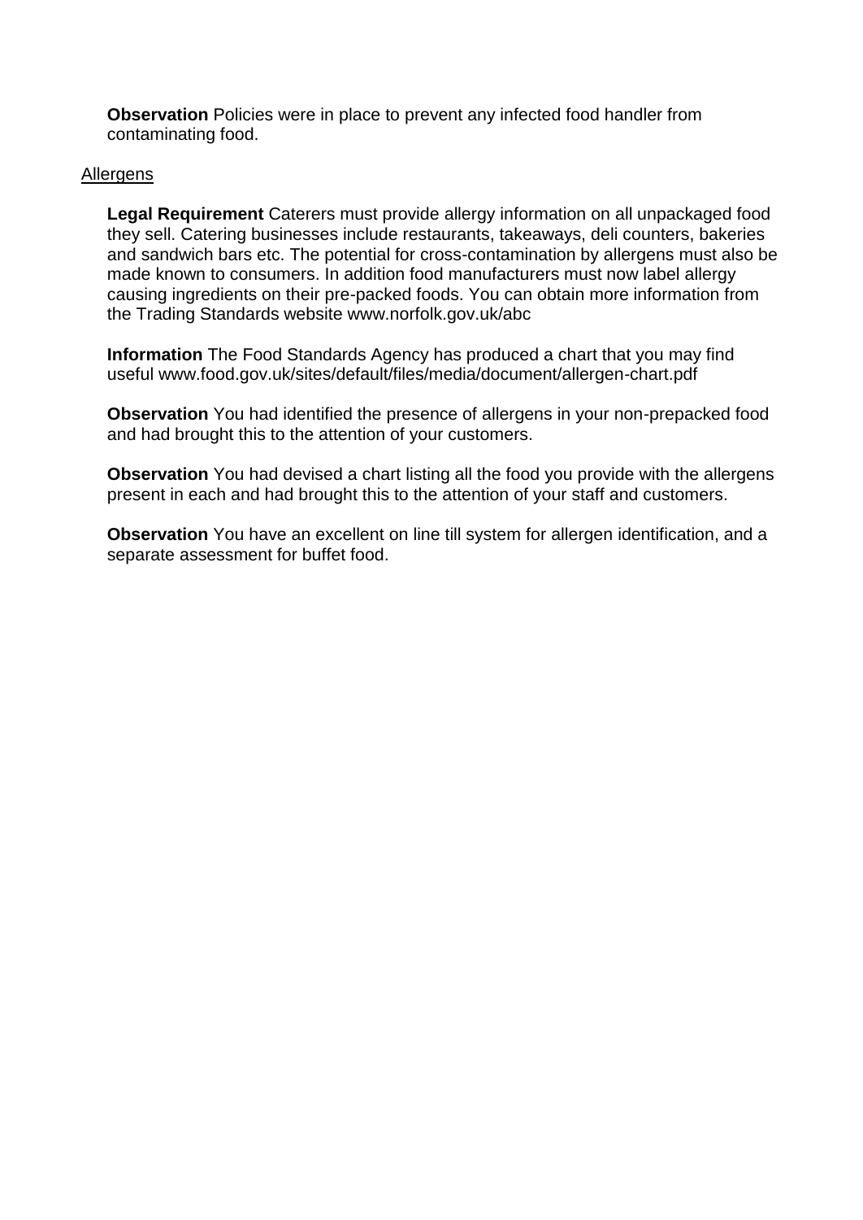**Observation** Policies were in place to prevent any infected food handler from contaminating food.

## Allergens

**Legal Requirement** Caterers must provide allergy information on all unpackaged food they sell. Catering businesses include restaurants, takeaways, deli counters, bakeries and sandwich bars etc. The potential for cross-contamination by allergens must also be made known to consumers. In addition food manufacturers must now label allergy causing ingredients on their pre-packed foods. You can obtain more information from the Trading Standards website www.norfolk.gov.uk/abc

**Information** The Food Standards Agency has produced a chart that you may find useful www.food.gov.uk/sites/default/files/media/document/allergen-chart.pdf

**Observation** You had identified the presence of allergens in your non-prepacked food and had brought this to the attention of your customers.

**Observation** You had devised a chart listing all the food you provide with the allergens present in each and had brought this to the attention of your staff and customers.

**Observation** You have an excellent on line till system for allergen identification, and a separate assessment for buffet food.